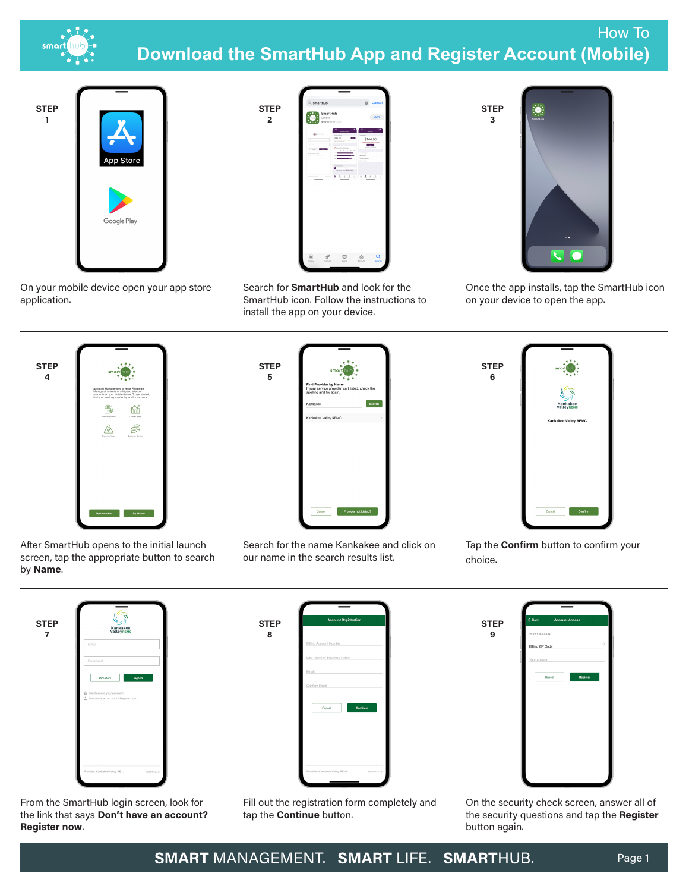# How To

## Download the SmartHub App and Register Account (Mobile)

**STEP 1**

On your mobile device open your app store application.

**STEP 2**

Search for **SmartHub** and look for the SmartHub icon. Follow the instructions to install the app on your device.

**STEP 3**

Once the app installs, tap the SmartHub icon on your device to open the app.

**STEP 4**

After SmartHub opens to the initial launch screen, tap the appropriate button to search by **Name**.

**STEP 5**

Search for the name Kankakee and click on our name in the search results list.

**STEP 6**

Tap the **Confirm** button to confirm your choice.

**STEP 7**

From the SmartHub login screen, look for the link that says **Don't have an account? Register now**.

**STEP 8**

Fill out the registration form completely and tap the **Continue** button.

**STEP 9**

On the security check screen, answer all of the security questions and tap the **Register** button again.

**SMART** MANAGEMENT. **SMART** LIFE. **SMART**HUB.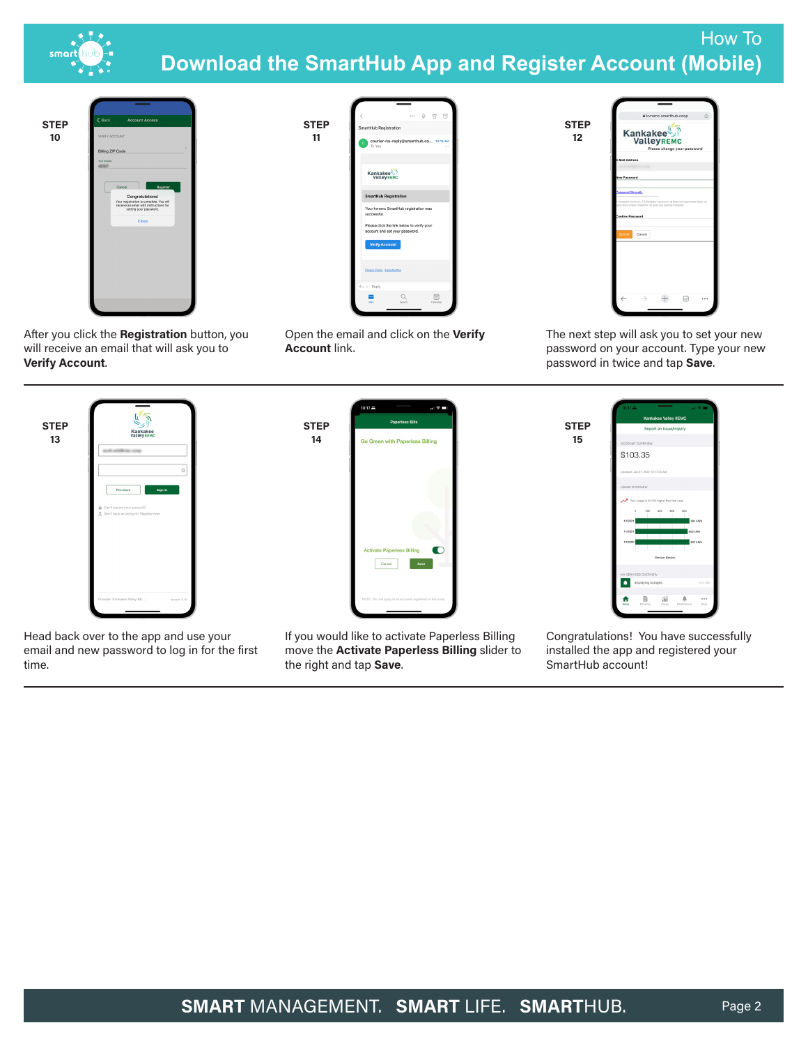# How To
# Download the SmartHub App and Register Account (Mobile)

**STEP 10**

After you click the **Registration** button, you will receive an email that will ask you to **Verify Account**.

**STEP 11**

Open the email and click on the **Verify Account** link.

**STEP 12**

The next step will ask you to set your new password on your account. Type your new password in twice and tap **Save**.

**STEP 13**

Head back over to the app and use your email and new password to log in for the first time.

**STEP 14**

If you would like to activate Paperless Billing move the **Activate Paperless Billing** slider to the right and tap **Save**.

**STEP 15**

Congratulations! You have successfully installed the app and registered your SmartHub account!

**SMART** MANAGEMENT. **SMART** LIFE. **SMART**HUB.